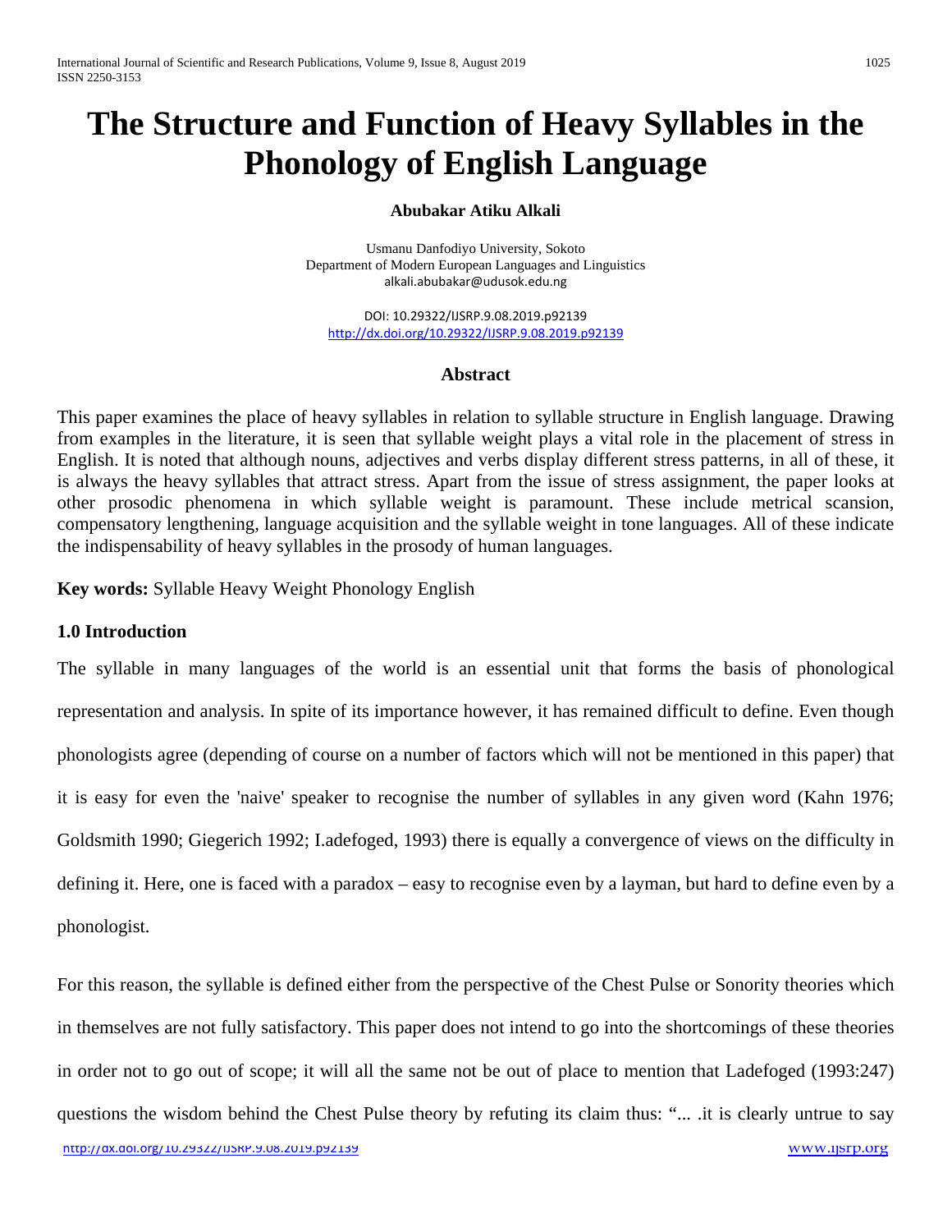# The Structure and Function of Heavy Syllables in the Phonology of English Language

**Abubakar Atiku Alkali**

Usmanu Danfodiyo University, Sokoto
Department of Modern European Languages and Linguistics
alkali.abubakar@udusok.edu.ng

DOI: 10.29322/IJSRP.9.08.2019.p92139
http://dx.doi.org/10.29322/IJSRP.9.08.2019.p92139

## Abstract

This paper examines the place of heavy syllables in relation to syllable structure in English language. Drawing from examples in the literature, it is seen that syllable weight plays a vital role in the placement of stress in English. It is noted that although nouns, adjectives and verbs display different stress patterns, in all of these, it is always the heavy syllables that attract stress. Apart from the issue of stress assignment, the paper looks at other prosodic phenomena in which syllable weight is paramount. These include metrical scansion, compensatory lengthening, language acquisition and the syllable weight in tone languages. All of these indicate the indispensability of heavy syllables in the prosody of human languages.

**Key words:** Syllable Heavy Weight Phonology English

## 1.0 Introduction

The syllable in many languages of the world is an essential unit that forms the basis of phonological representation and analysis. In spite of its importance however, it has remained difficult to define. Even though phonologists agree (depending of course on a number of factors which will not be mentioned in this paper) that it is easy for even the 'naive' speaker to recognise the number of syllables in any given word (Kahn 1976; Goldsmith 1990; Giegerich 1992; I.adefoged, 1993) there is equally a convergence of views on the difficulty in defining it. Here, one is faced with a paradox – easy to recognise even by a layman, but hard to define even by a phonologist.

For this reason, the syllable is defined either from the perspective of the Chest Pulse or Sonority theories which in themselves are not fully satisfactory. This paper does not intend to go into the shortcomings of these theories in order not to go out of scope; it will all the same not be out of place to mention that Ladefoged (1993:247) questions the wisdom behind the Chest Pulse theory by refuting its claim thus: "... .it is clearly untrue to say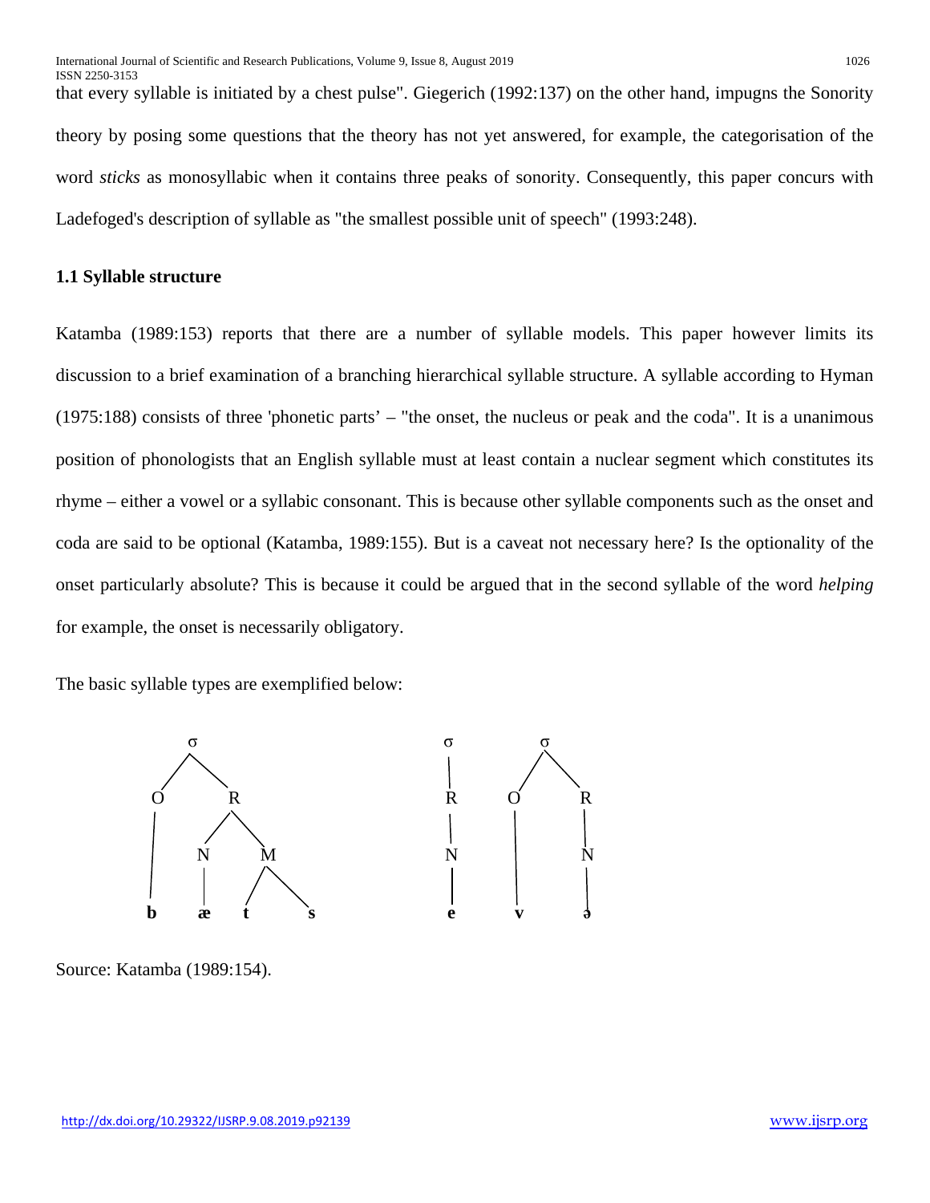that every syllable is initiated by a chest pulse". Giegerich (1992:137) on the other hand, impugns the Sonority theory by posing some questions that the theory has not yet answered, for example, the categorisation of the word *sticks* as monosyllabic when it contains three peaks of sonority. Consequently, this paper concurs with Ladefoged's description of syllable as "the smallest possible unit of speech" (1993:248).

### 1.1 Syllable structure

Katamba (1989:153) reports that there are a number of syllable models. This paper however limits its discussion to a brief examination of a branching hierarchical syllable structure. A syllable according to Hyman (1975:188) consists of three 'phonetic parts' – "the onset, the nucleus or peak and the coda". It is a unanimous position of phonologists that an English syllable must at least contain a nuclear segment which constitutes its rhyme – either a vowel or a syllabic consonant. This is because other syllable components such as the onset and coda are said to be optional (Katamba, 1989:155). But is a caveat not necessary here? Is the optionality of the onset particularly absolute? This is because it could be argued that in the second syllable of the word *helping* for example, the onset is necessarily obligatory.

The basic syllable types are exemplified below:

```
        σ                      σ        σ
       / \                     |       / \
      O   R                    R      O   R
      |  / \                   |      |   |
      | N   M                  N      |   N
      | |  / \                 |      |   |
      b æ t   s                e      v   ə
```

Source: Katamba (1989:154).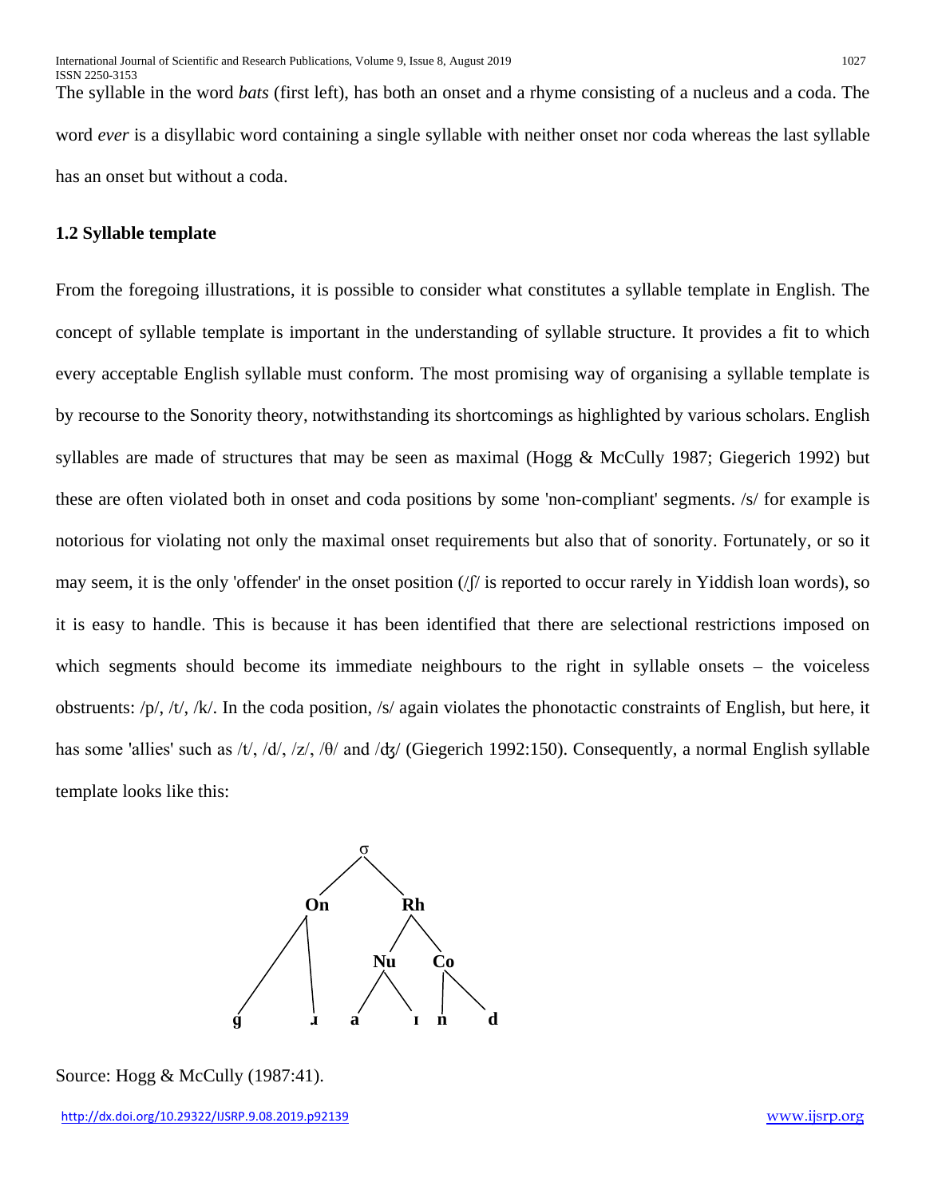The syllable in the word *bats* (first left), has both an onset and a rhyme consisting of a nucleus and a coda. The word *ever* is a disyllabic word containing a single syllable with neither onset nor coda whereas the last syllable has an onset but without a coda.

### 1.2 Syllable template

From the foregoing illustrations, it is possible to consider what constitutes a syllable template in English. The concept of syllable template is important in the understanding of syllable structure. It provides a fit to which every acceptable English syllable must conform. The most promising way of organising a syllable template is by recourse to the Sonority theory, notwithstanding its shortcomings as highlighted by various scholars. English syllables are made of structures that may be seen as maximal (Hogg & McCully 1987; Giegerich 1992) but these are often violated both in onset and coda positions by some 'non-compliant' segments. /s/ for example is notorious for violating not only the maximal onset requirements but also that of sonority. Fortunately, or so it may seem, it is the only 'offender' in the onset position (/ʃ/ is reported to occur rarely in Yiddish loan words), so it is easy to handle. This is because it has been identified that there are selectional restrictions imposed on which segments should become its immediate neighbours to the right in syllable onsets – the voiceless obstruents: /p/, /t/, /k/. In the coda position, /s/ again violates the phonotactic constraints of English, but here, it has some 'allies' such as /t/, /d/, /z/, /θ/ and /ʤ/ (Giegerich 1992:150). Consequently, a normal English syllable template looks like this:

```
              σ
            /   \
          On     Rh
         /  \   /   \
        /    | Nu    Co
       /     | / \   | \
      g      ɹ a  ɪ  n  d
```

Source: Hogg & McCully (1987:41).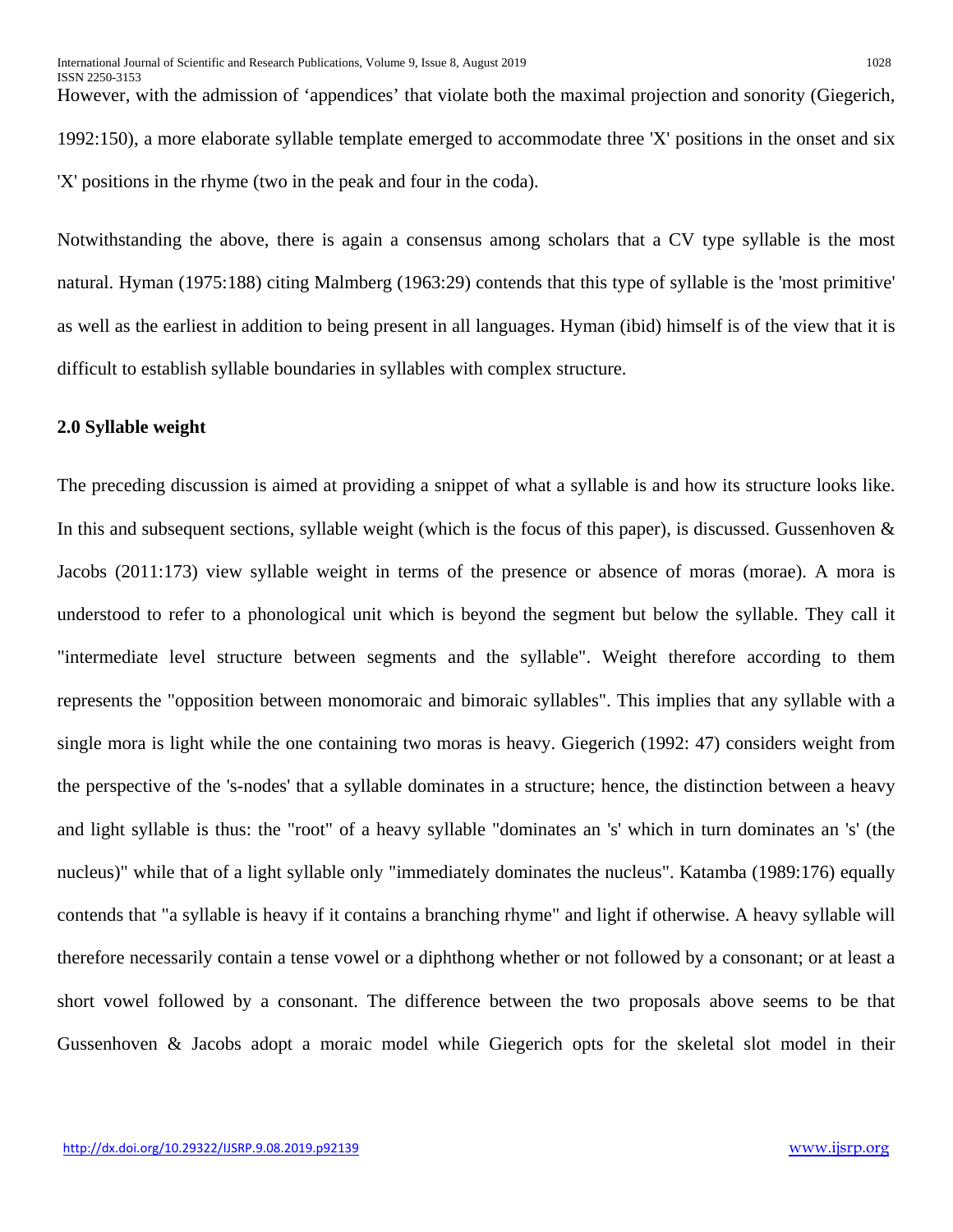However, with the admission of 'appendices' that violate both the maximal projection and sonority (Giegerich, 1992:150), a more elaborate syllable template emerged to accommodate three 'X' positions in the onset and six 'X' positions in the rhyme (two in the peak and four in the coda).

Notwithstanding the above, there is again a consensus among scholars that a CV type syllable is the most natural. Hyman (1975:188) citing Malmberg (1963:29) contends that this type of syllable is the 'most primitive' as well as the earliest in addition to being present in all languages. Hyman (ibid) himself is of the view that it is difficult to establish syllable boundaries in syllables with complex structure.

## 2.0 Syllable weight

The preceding discussion is aimed at providing a snippet of what a syllable is and how its structure looks like. In this and subsequent sections, syllable weight (which is the focus of this paper), is discussed. Gussenhoven & Jacobs (2011:173) view syllable weight in terms of the presence or absence of moras (morae). A mora is understood to refer to a phonological unit which is beyond the segment but below the syllable. They call it "intermediate level structure between segments and the syllable". Weight therefore according to them represents the "opposition between monomoraic and bimoraic syllables". This implies that any syllable with a single mora is light while the one containing two moras is heavy. Giegerich (1992: 47) considers weight from the perspective of the 's-nodes' that a syllable dominates in a structure; hence, the distinction between a heavy and light syllable is thus: the "root" of a heavy syllable "dominates an 's' which in turn dominates an 's' (the nucleus)" while that of a light syllable only "immediately dominates the nucleus". Katamba (1989:176) equally contends that "a syllable is heavy if it contains a branching rhyme" and light if otherwise. A heavy syllable will therefore necessarily contain a tense vowel or a diphthong whether or not followed by a consonant; or at least a short vowel followed by a consonant. The difference between the two proposals above seems to be that Gussenhoven & Jacobs adopt a moraic model while Giegerich opts for the skeletal slot model in their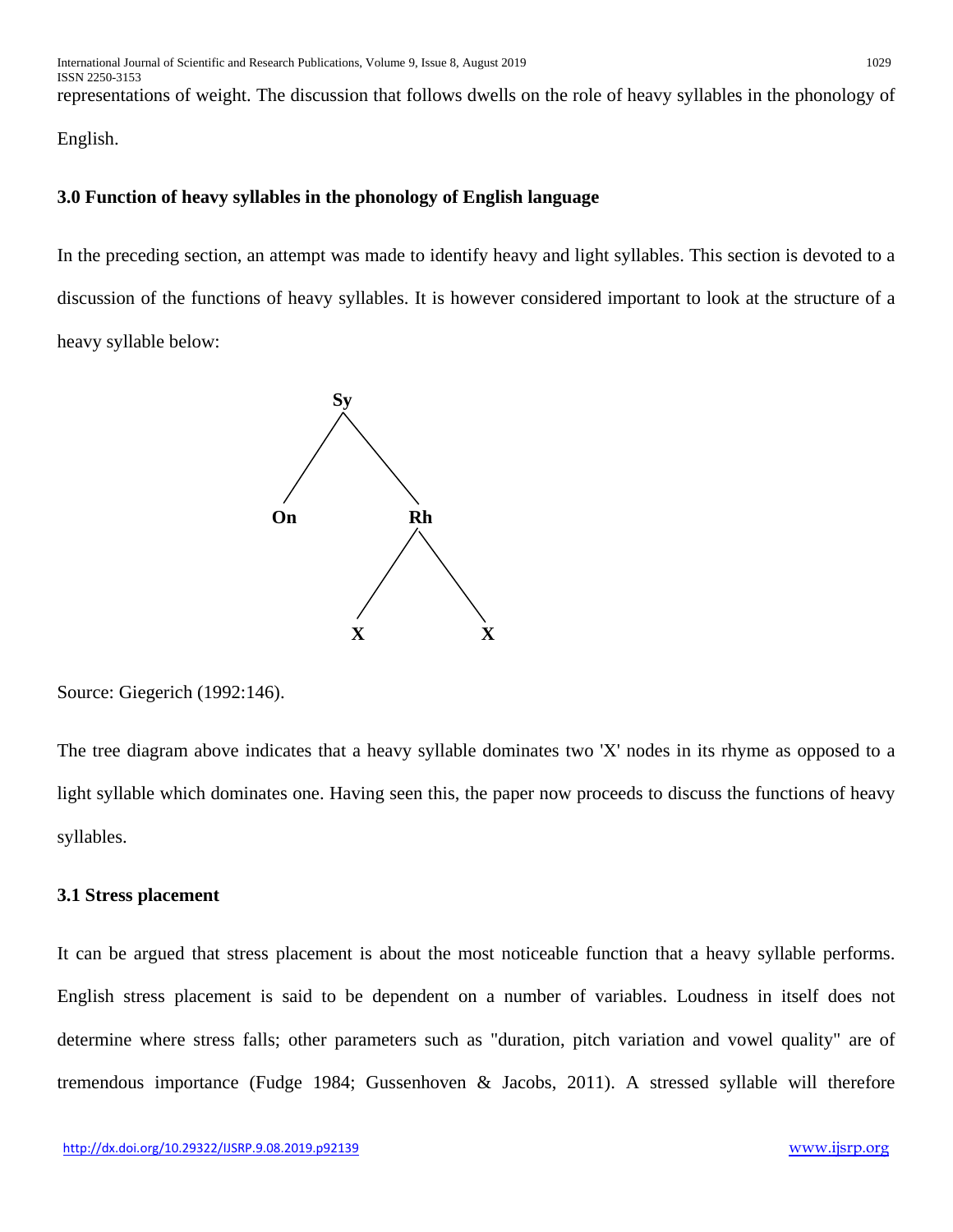representations of weight. The discussion that follows dwells on the role of heavy syllables in the phonology of English.

## 3.0 Function of heavy syllables in the phonology of English language

In the preceding section, an attempt was made to identify heavy and light syllables. This section is devoted to a discussion of the functions of heavy syllables. It is however considered important to look at the structure of a heavy syllable below:

```
          Sy
         /  \
       On    Rh
            /  \
           X    X
```

Source: Giegerich (1992:146).

The tree diagram above indicates that a heavy syllable dominates two 'X' nodes in its rhyme as opposed to a light syllable which dominates one. Having seen this, the paper now proceeds to discuss the functions of heavy syllables.

### 3.1 Stress placement

It can be argued that stress placement is about the most noticeable function that a heavy syllable performs. English stress placement is said to be dependent on a number of variables. Loudness in itself does not determine where stress falls; other parameters such as "duration, pitch variation and vowel quality" are of tremendous importance (Fudge 1984; Gussenhoven & Jacobs, 2011). A stressed syllable will therefore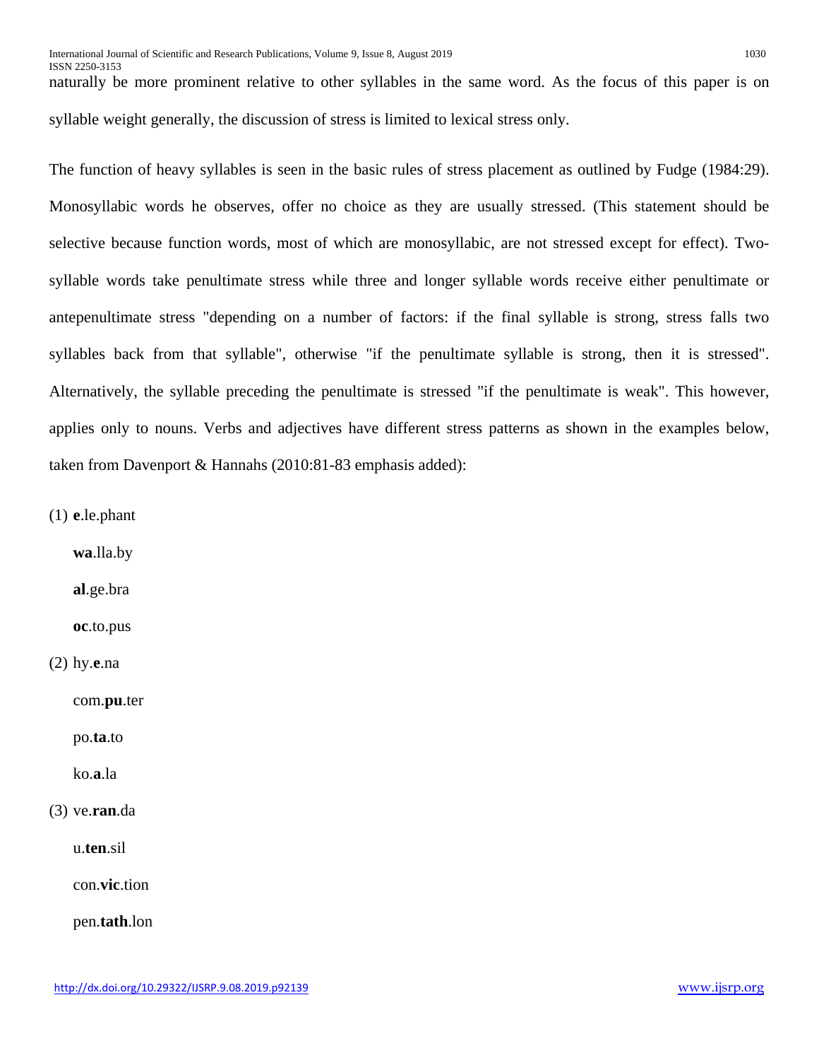naturally be more prominent relative to other syllables in the same word. As the focus of this paper is on syllable weight generally, the discussion of stress is limited to lexical stress only.

The function of heavy syllables is seen in the basic rules of stress placement as outlined by Fudge (1984:29). Monosyllabic words he observes, offer no choice as they are usually stressed. (This statement should be selective because function words, most of which are monosyllabic, are not stressed except for effect). Two-syllable words take penultimate stress while three and longer syllable words receive either penultimate or antepenultimate stress "depending on a number of factors: if the final syllable is strong, stress falls two syllables back from that syllable", otherwise "if the penultimate syllable is strong, then it is stressed". Alternatively, the syllable preceding the penultimate is stressed "if the penultimate is weak". This however, applies only to nouns. Verbs and adjectives have different stress patterns as shown in the examples below, taken from Davenport & Hannahs (2010:81-83 emphasis added):

(1) **e**.le.phant

**wa**.lla.by

**al**.ge.bra

**oc**.to.pus

(2) hy.**e**.na

com.**pu**.ter

po.**ta**.to

ko.**a**.la

(3) ve.**ran**.da

u.**ten**.sil

con.**vic**.tion

pen.**tath**.lon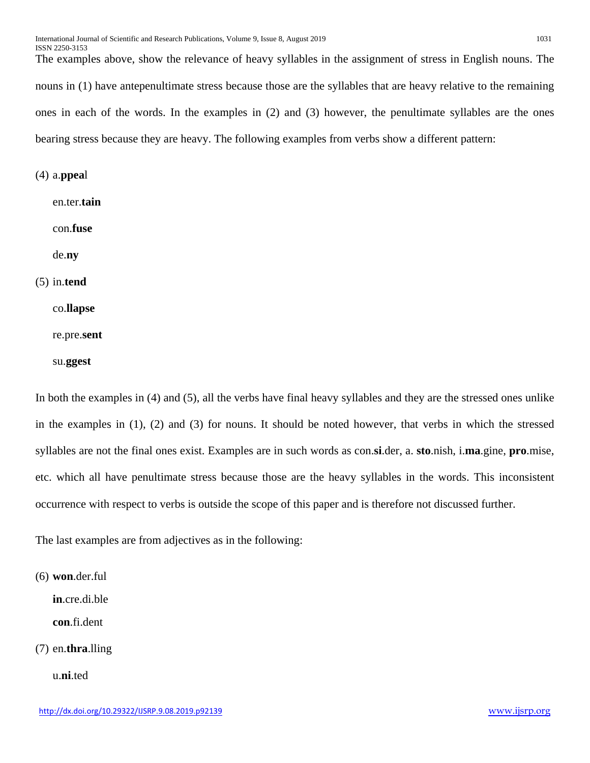The examples above, show the relevance of heavy syllables in the assignment of stress in English nouns. The nouns in (1) have antepenultimate stress because those are the syllables that are heavy relative to the remaining ones in each of the words. In the examples in (2) and (3) however, the penultimate syllables are the ones bearing stress because they are heavy. The following examples from verbs show a different pattern:

(4) a.**ppea**l

en.ter.**tain**

con.**fuse**

de.**ny**

(5) in.**tend**

co.**llapse**

re.pre.**sent**

su.**ggest**

In both the examples in (4) and (5), all the verbs have final heavy syllables and they are the stressed ones unlike in the examples in (1), (2) and (3) for nouns. It should be noted however, that verbs in which the stressed syllables are not the final ones exist. Examples are in such words as con.**si**.der, a. **sto**.nish, i.**ma**.gine, **pro**.mise, etc. which all have penultimate stress because those are the heavy syllables in the words. This inconsistent occurrence with respect to verbs is outside the scope of this paper and is therefore not discussed further.

The last examples are from adjectives as in the following:

(6) **won**.der.ful

**in**.cre.di.ble

**con**.fi.dent

(7) en.**thra**.lling

u.**ni**.ted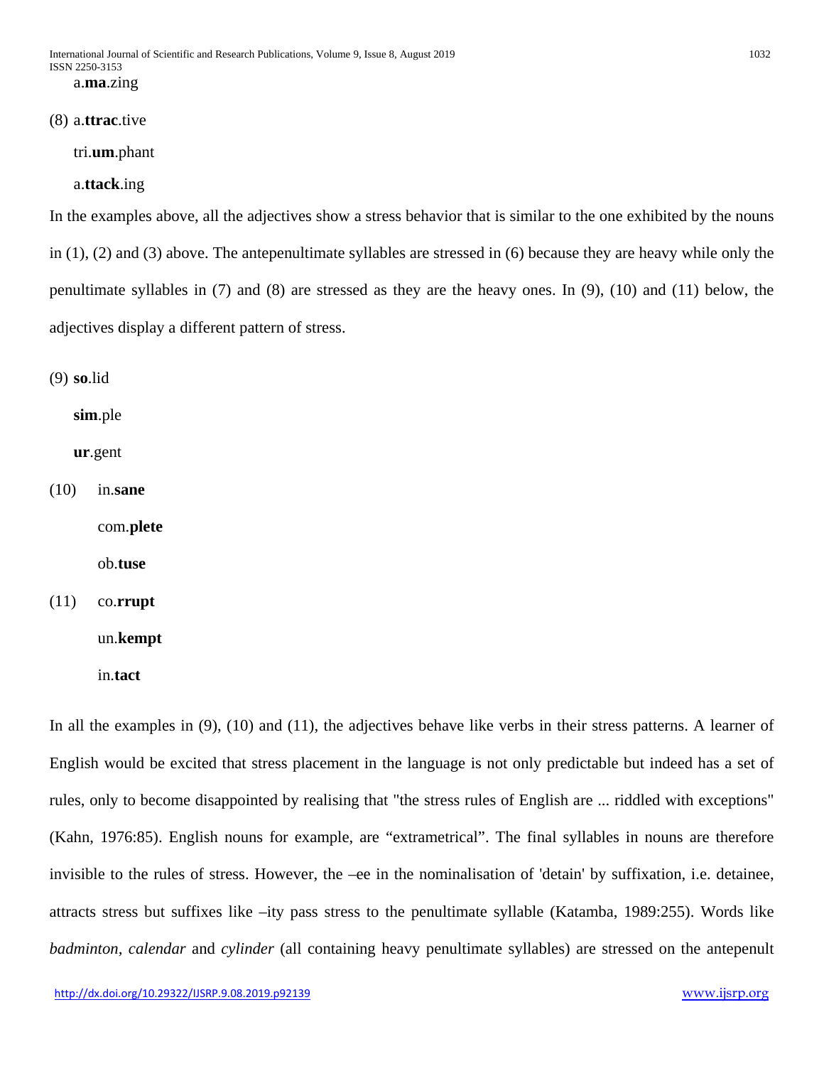a.**ma**.zing

(8) a.**ttrac**.tive

tri.**um**.phant

a.**ttack**.ing

In the examples above, all the adjectives show a stress behavior that is similar to the one exhibited by the nouns in (1), (2) and (3) above. The antepenultimate syllables are stressed in (6) because they are heavy while only the penultimate syllables in (7) and (8) are stressed as they are the heavy ones. In (9), (10) and (11) below, the adjectives display a different pattern of stress.

(9) **so**.lid

**sim**.ple

**ur**.gent

(10) in.**sane**

com.**plete**

ob.**tuse**

(11) co.**rrupt**

un.**kempt**

in.**tact**

In all the examples in (9), (10) and (11), the adjectives behave like verbs in their stress patterns. A learner of English would be excited that stress placement in the language is not only predictable but indeed has a set of rules, only to become disappointed by realising that "the stress rules of English are ... riddled with exceptions" (Kahn, 1976:85). English nouns for example, are "extrametrical". The final syllables in nouns are therefore invisible to the rules of stress. However, the –ee in the nominalisation of 'detain' by suffixation, i.e. detainee, attracts stress but suffixes like –ity pass stress to the penultimate syllable (Katamba, 1989:255). Words like *badminton, calendar* and *cylinder* (all containing heavy penultimate syllables) are stressed on the antepenult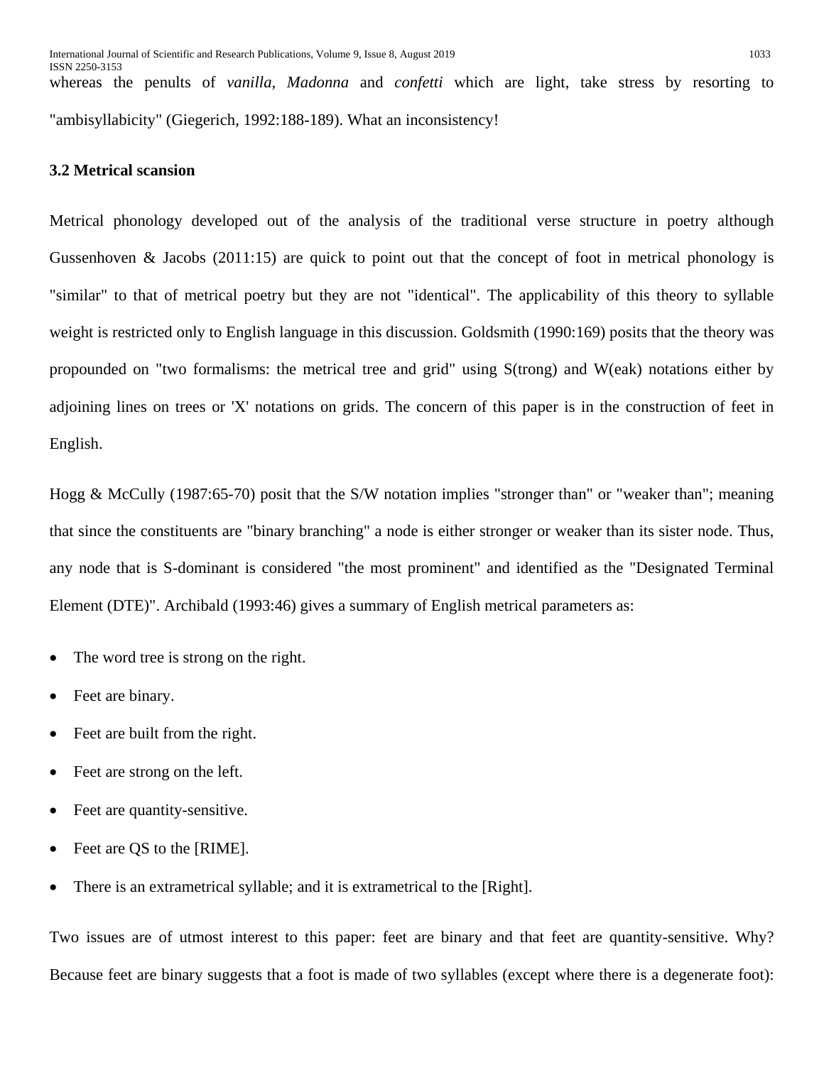whereas the penults of *vanilla, Madonna* and *confetti* which are light, take stress by resorting to "ambisyllabicity" (Giegerich, 1992:188-189). What an inconsistency!

### 3.2 Metrical scansion

Metrical phonology developed out of the analysis of the traditional verse structure in poetry although Gussenhoven & Jacobs (2011:15) are quick to point out that the concept of foot in metrical phonology is "similar" to that of metrical poetry but they are not "identical". The applicability of this theory to syllable weight is restricted only to English language in this discussion. Goldsmith (1990:169) posits that the theory was propounded on "two formalisms: the metrical tree and grid" using S(trong) and W(eak) notations either by adjoining lines on trees or 'X' notations on grids. The concern of this paper is in the construction of feet in English.

Hogg & McCully (1987:65-70) posit that the S/W notation implies "stronger than" or "weaker than"; meaning that since the constituents are "binary branching" a node is either stronger or weaker than its sister node. Thus, any node that is S-dominant is considered "the most prominent" and identified as the "Designated Terminal Element (DTE)". Archibald (1993:46) gives a summary of English metrical parameters as:

- The word tree is strong on the right.
- Feet are binary.
- Feet are built from the right.
- Feet are strong on the left.
- Feet are quantity-sensitive.
- Feet are QS to the [RIME].
- There is an extrametrical syllable; and it is extrametrical to the [Right].

Two issues are of utmost interest to this paper: feet are binary and that feet are quantity-sensitive. Why? Because feet are binary suggests that a foot is made of two syllables (except where there is a degenerate foot):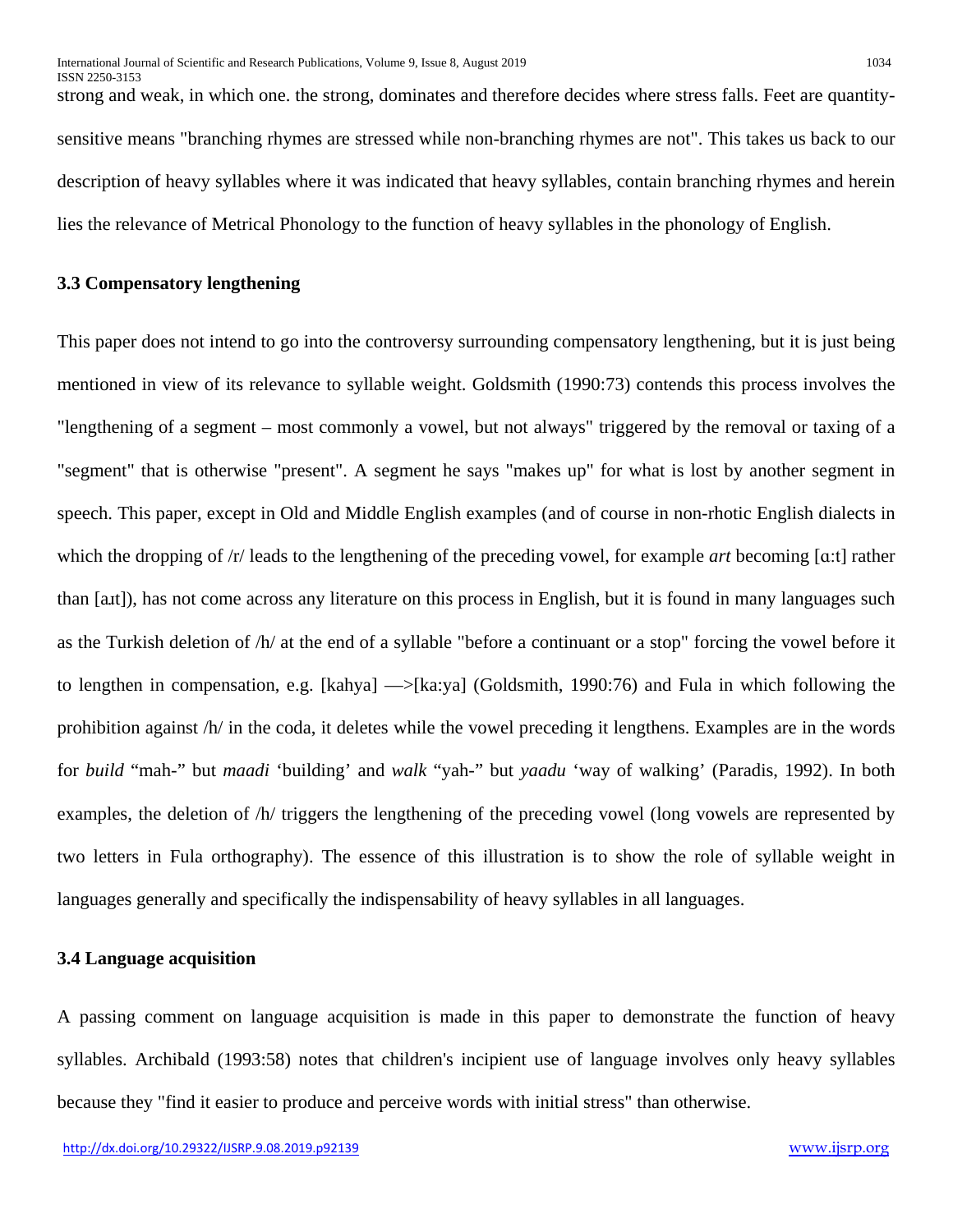strong and weak, in which one. the strong, dominates and therefore decides where stress falls. Feet are quantity-sensitive means "branching rhymes are stressed while non-branching rhymes are not". This takes us back to our description of heavy syllables where it was indicated that heavy syllables, contain branching rhymes and herein lies the relevance of Metrical Phonology to the function of heavy syllables in the phonology of English.

### 3.3 Compensatory lengthening

This paper does not intend to go into the controversy surrounding compensatory lengthening, but it is just being mentioned in view of its relevance to syllable weight. Goldsmith (1990:73) contends this process involves the "lengthening of a segment – most commonly a vowel, but not always" triggered by the removal or taxing of a "segment" that is otherwise "present". A segment he says "makes up" for what is lost by another segment in speech. This paper, except in Old and Middle English examples (and of course in non-rhotic English dialects in which the dropping of /r/ leads to the lengthening of the preceding vowel, for example *art* becoming [ɑ:t] rather than [aɹt]), has not come across any literature on this process in English, but it is found in many languages such as the Turkish deletion of /h/ at the end of a syllable "before a continuant or a stop" forcing the vowel before it to lengthen in compensation, e.g. [kahya] —>[ka:ya] (Goldsmith, 1990:76) and Fula in which following the prohibition against /h/ in the coda, it deletes while the vowel preceding it lengthens. Examples are in the words for *build* "mah-" but *maadi* 'building' and *walk* "yah-" but *yaadu* 'way of walking' (Paradis, 1992). In both examples, the deletion of /h/ triggers the lengthening of the preceding vowel (long vowels are represented by two letters in Fula orthography). The essence of this illustration is to show the role of syllable weight in languages generally and specifically the indispensability of heavy syllables in all languages.

### 3.4 Language acquisition

A passing comment on language acquisition is made in this paper to demonstrate the function of heavy syllables. Archibald (1993:58) notes that children's incipient use of language involves only heavy syllables because they "find it easier to produce and perceive words with initial stress" than otherwise.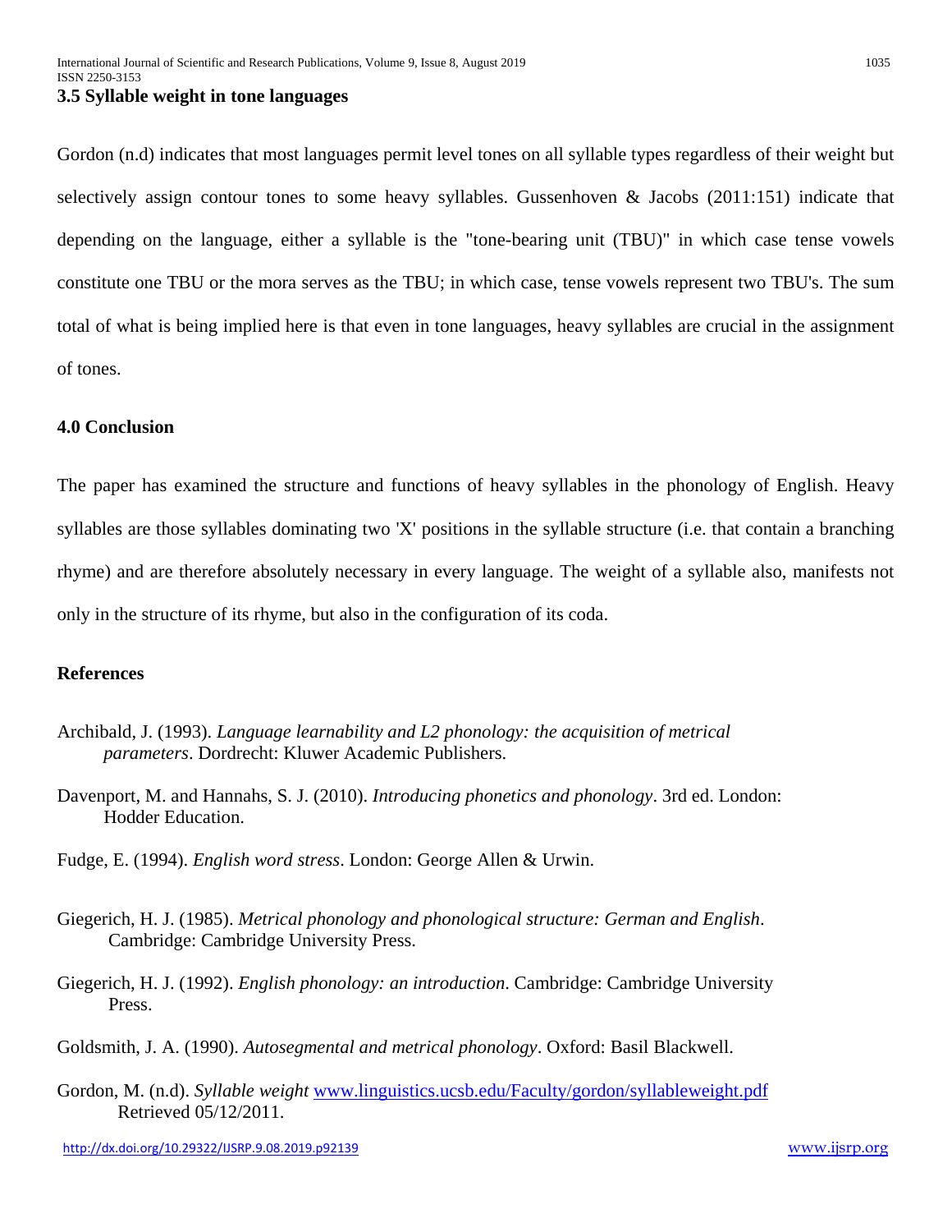### 3.5 Syllable weight in tone languages

Gordon (n.d) indicates that most languages permit level tones on all syllable types regardless of their weight but selectively assign contour tones to some heavy syllables. Gussenhoven & Jacobs (2011:151) indicate that depending on the language, either a syllable is the "tone-bearing unit (TBU)" in which case tense vowels constitute one TBU or the mora serves as the TBU; in which case, tense vowels represent two TBU's. The sum total of what is being implied here is that even in tone languages, heavy syllables are crucial in the assignment of tones.

## 4.0 Conclusion

The paper has examined the structure and functions of heavy syllables in the phonology of English. Heavy syllables are those syllables dominating two 'X' positions in the syllable structure (i.e. that contain a branching rhyme) and are therefore absolutely necessary in every language. The weight of a syllable also, manifests not only in the structure of its rhyme, but also in the configuration of its coda.

## References

Archibald, J. (1993). *Language learnability and L2 phonology: the acquisition of metrical parameters*. Dordrecht: Kluwer Academic Publishers.

Davenport, M. and Hannahs, S. J. (2010). *Introducing phonetics and phonology*. 3rd ed. London: Hodder Education.

Fudge, E. (1994). *English word stress*. London: George Allen & Urwin.

Giegerich, H. J. (1985). *Metrical phonology and phonological structure: German and English*. Cambridge: Cambridge University Press.

Giegerich, H. J. (1992). *English phonology: an introduction*. Cambridge: Cambridge University Press.

Goldsmith, J. A. (1990). *Autosegmental and metrical phonology*. Oxford: Basil Blackwell.

Gordon, M. (n.d). *Syllable weight* www.linguistics.ucsb.edu/Faculty/gordon/syllableweight.pdf Retrieved 05/12/2011.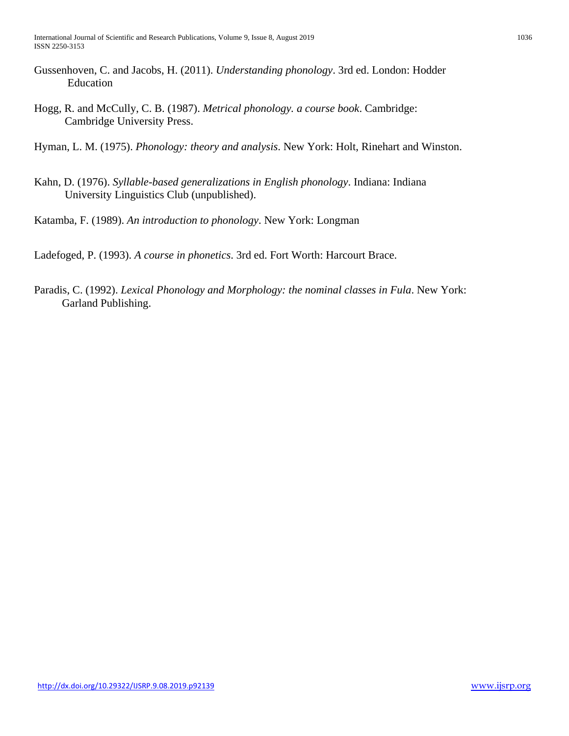Gussenhoven, C. and Jacobs, H. (2011). *Understanding phonology*. 3rd ed. London: Hodder Education

Hogg, R. and McCully, C. B. (1987). *Metrical phonology. a course book*. Cambridge: Cambridge University Press.

Hyman, L. M. (1975). *Phonology: theory and analysis*. New York: Holt, Rinehart and Winston.

Kahn, D. (1976). *Syllable-based generalizations in English phonology*. Indiana: Indiana University Linguistics Club (unpublished).

Katamba, F. (1989). *An introduction to phonology*. New York: Longman

Ladefoged, P. (1993). *A course in phonetics*. 3rd ed. Fort Worth: Harcourt Brace.

Paradis, C. (1992). *Lexical Phonology and Morphology: the nominal classes in Fula*. New York: Garland Publishing.